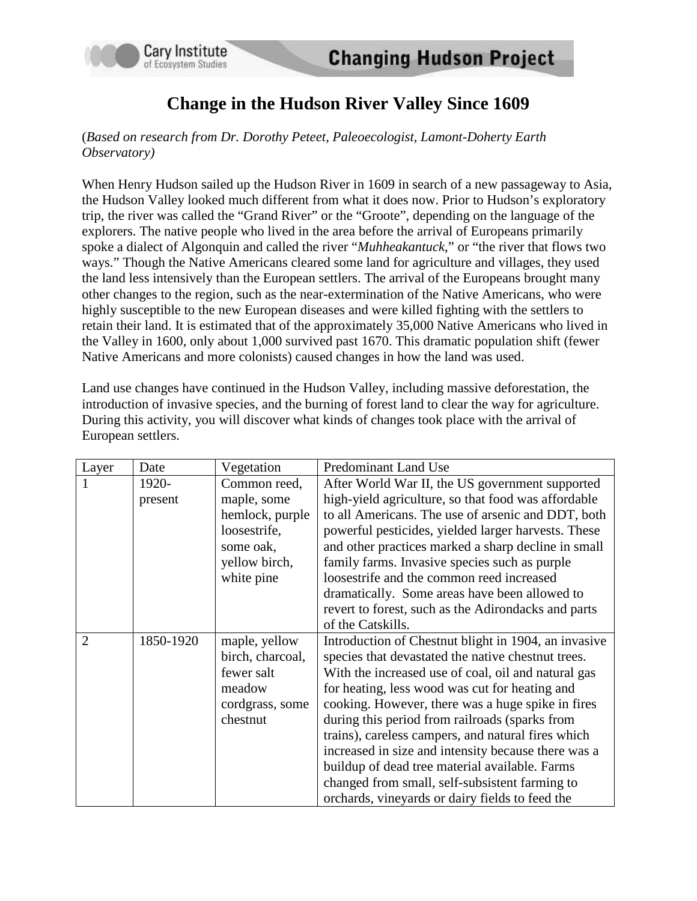# Change in the Hudson River Valley Since 1609

(*Based on research from Dr. Dorothy Peteet, Paleoecologist, Lamont-Doherty Earth Observatory)*

When Henry Hudson sailed up the Hudson River in 1609 in search of a new passageway to Asia, the Hudson Valley looked much different from what it does now. Prior to Hudson's exploratory trip, the river was called the "Grand River" or the "Groote", depending on the language of the explorers. The native people who lived in the area before the arrival of Europeans primarily spoke a dialect of Algonquin and called the river "*Muhheakantuck*," or "the river that flows two ways." Though the Native Americans cleared some land for agriculture and villages, they used the land less intensively than the European settlers. The arrival of the Europeans brought many other changes to the region, such as the near-extermination of the Native Americans, who were highly susceptible to the new European diseases and were killed fighting with the settlers to retain their land. It is estimated that of the approximately 35,000 Native Americans who lived in the Valley in 1600, only about 1,000 survived past 1670. This dramatic population shift (fewer Native Americans and more colonists) caused changes in how the land was used.

Land use changes have continued in the Hudson Valley, including massive deforestation, the introduction of invasive species, and the burning of forest land to clear the way for agriculture. During this activity, you will discover what kinds of changes took place with the arrival of European settlers.

| Layer | Date | Vegetation | Predominant Land Use |
|---|---|---|---|
| 1 | 1920-present | Common reed, maple, some hemlock, purple loosestrife, some oak, yellow birch, white pine | After World War II, the US government supported high-yield agriculture, so that food was affordable to all Americans. The use of arsenic and DDT, both powerful pesticides, yielded larger harvests. These and other practices marked a sharp decline in small family farms. Invasive species such as purple loosestrife and the common reed increased dramatically. Some areas have been allowed to revert to forest, such as the Adirondacks and parts of the Catskills. |
| 2 | 1850-1920 | maple, yellow birch, charcoal, fewer salt meadow cordgrass, some chestnut | Introduction of Chestnut blight in 1904, an invasive species that devastated the native chestnut trees. With the increased use of coal, oil and natural gas for heating, less wood was cut for heating and cooking. However, there was a huge spike in fires during this period from railroads (sparks from trains), careless campers, and natural fires which increased in size and intensity because there was a buildup of dead tree material available. Farms changed from small, self-subsistent farming to orchards, vineyards or dairy fields to feed the |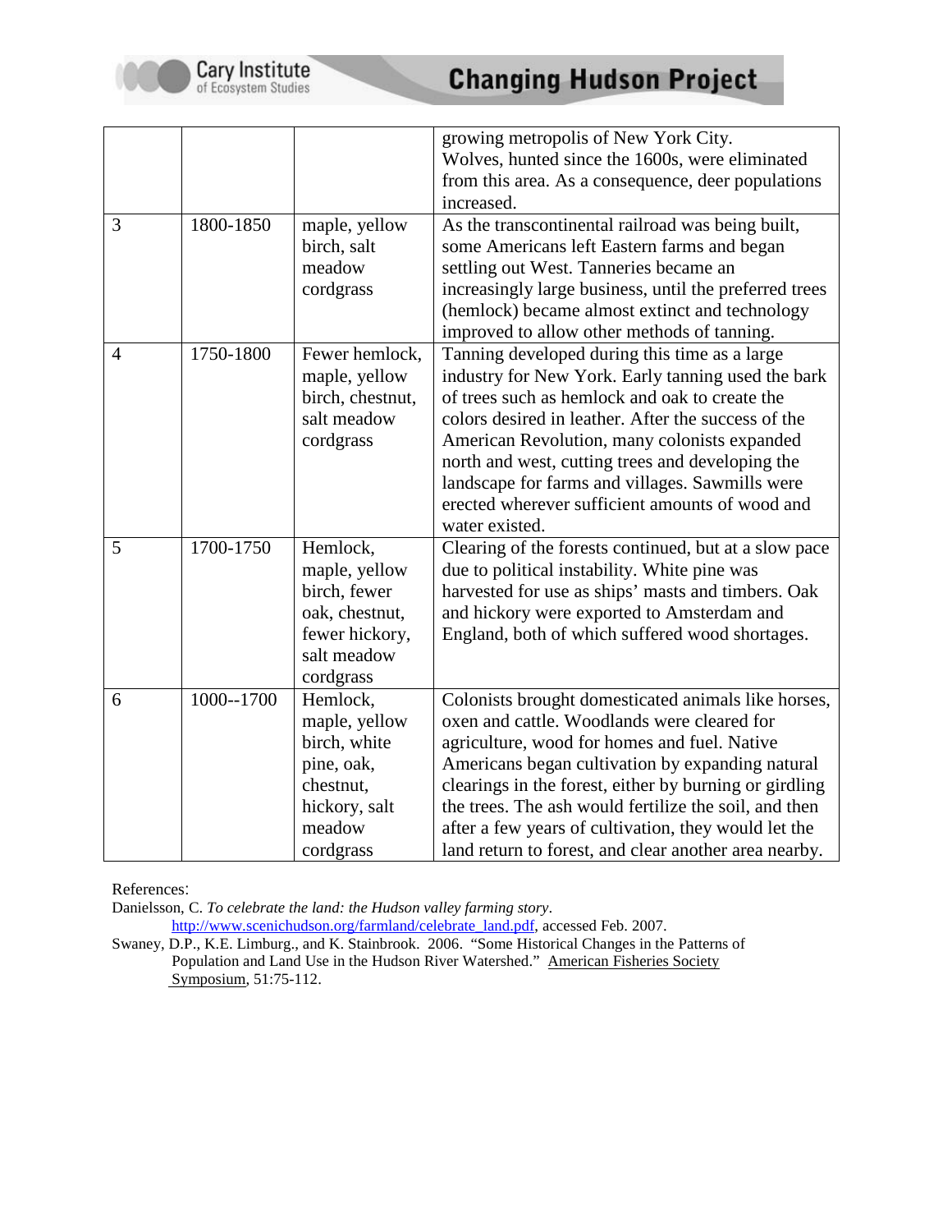| | | | |
|---|---|---|---|
| | | | growing metropolis of New York City. Wolves, hunted since the 1600s, were eliminated from this area. As a consequence, deer populations increased. |
| 3 | 1800-1850 | maple, yellow birch, salt meadow cordgrass | As the transcontinental railroad was being built, some Americans left Eastern farms and began settling out West. Tanneries became an increasingly large business, until the preferred trees (hemlock) became almost extinct and technology improved to allow other methods of tanning. |
| 4 | 1750-1800 | Fewer hemlock, maple, yellow birch, chestnut, salt meadow cordgrass | Tanning developed during this time as a large industry for New York. Early tanning used the bark of trees such as hemlock and oak to create the colors desired in leather. After the success of the American Revolution, many colonists expanded north and west, cutting trees and developing the landscape for farms and villages. Sawmills were erected wherever sufficient amounts of wood and water existed. |
| 5 | 1700-1750 | Hemlock, maple, yellow birch, fewer oak, chestnut, fewer hickory, salt meadow cordgrass | Clearing of the forests continued, but at a slow pace due to political instability. White pine was harvested for use as ships' masts and timbers. Oak and hickory were exported to Amsterdam and England, both of which suffered wood shortages. |
| 6 | 1000--1700 | Hemlock, maple, yellow birch, white pine, oak, chestnut, hickory, salt meadow cordgrass | Colonists brought domesticated animals like horses, oxen and cattle. Woodlands were cleared for agriculture, wood for homes and fuel. Native Americans began cultivation by expanding natural clearings in the forest, either by burning or girdling the trees. The ash would fertilize the soil, and then after a few years of cultivation, they would let the land return to forest, and clear another area nearby. |

References:

Danielsson, C. *To celebrate the land: the Hudson valley farming story*. http://www.scenichudson.org/farmland/celebrate_land.pdf, accessed Feb. 2007.

Swaney, D.P., K.E. Limburg., and K. Stainbrook. 2006. "Some Historical Changes in the Patterns of Population and Land Use in the Hudson River Watershed." American Fisheries Society Symposium, 51:75-112.